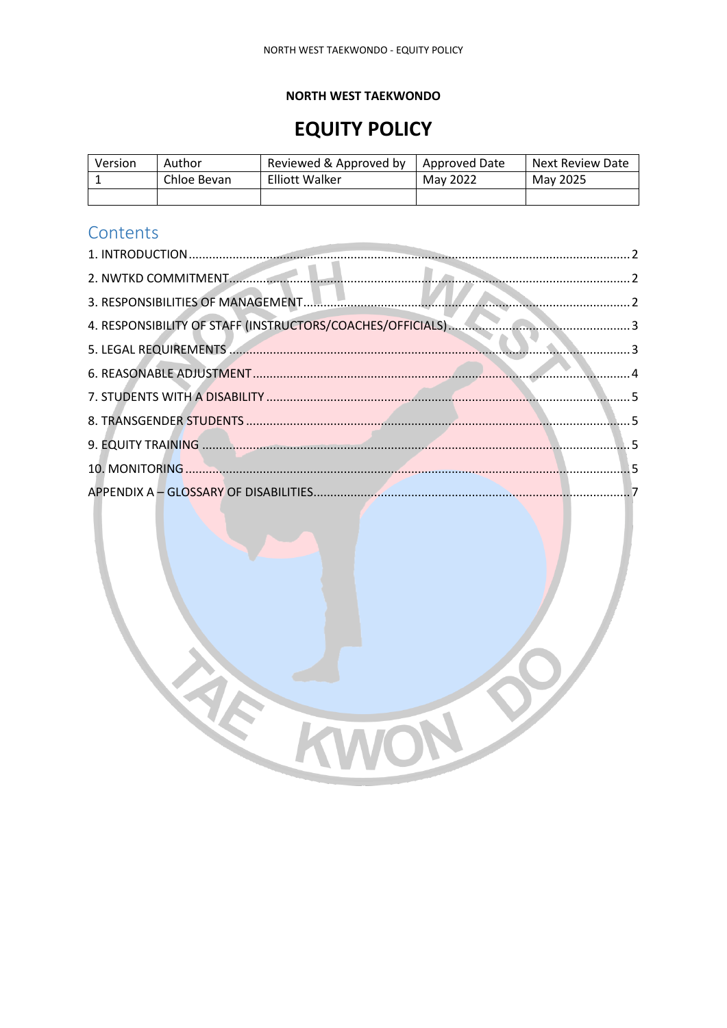**NORTH WEST TAEKWONDO**

# EQUITY POLICY

| Version | Author | Reviewed & Approved by | Approved Date | Next Review Date |
|---|---|---|---|---|
| 1 | Chloe Bevan | Elliott Walker | May 2022 | May 2025 |
| | | | | |

## Contents

1. INTRODUCTION ..... 2
2. NWTKD COMMITMENT ..... 2
3. RESPONSIBILITIES OF MANAGEMENT ..... 2
4. RESPONSIBILITY OF STAFF (INSTRUCTORS/COACHES/OFFICIALS) ..... 3
5. LEGAL REQUIREMENTS ..... 3
6. REASONABLE ADJUSTMENT ..... 4
7. STUDENTS WITH A DISABILITY ..... 5
8. TRANSGENDER STUDENTS ..... 5
9. EQUITY TRAINING ..... 5
10. MONITORING ..... 5

APPENDIX A – GLOSSARY OF DISABILITIES ..... 7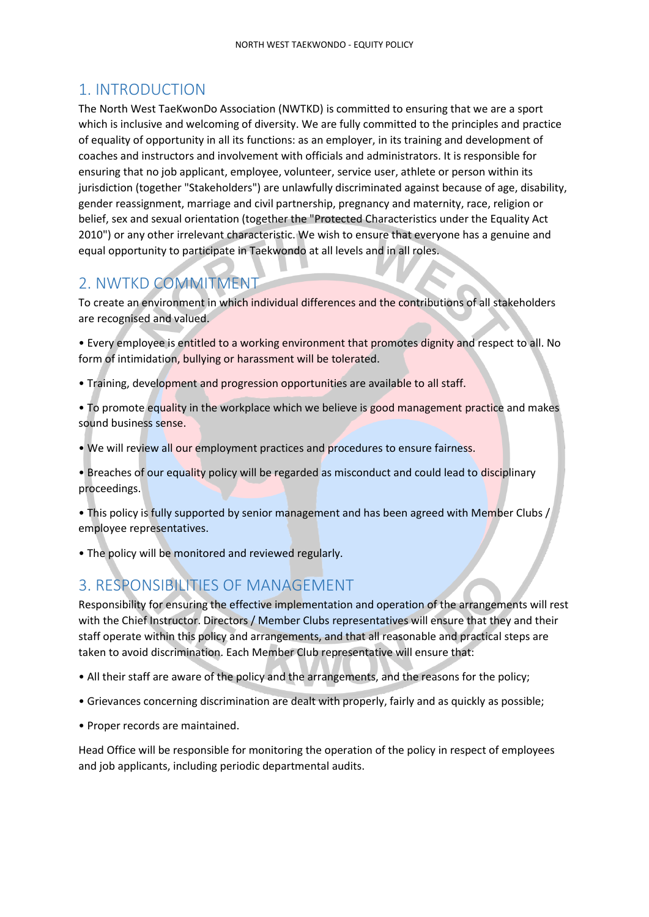## 1. INTRODUCTION

The North West TaeKwonDo Association (NWTKD) is committed to ensuring that we are a sport which is inclusive and welcoming of diversity. We are fully committed to the principles and practice of equality of opportunity in all its functions: as an employer, in its training and development of coaches and instructors and involvement with officials and administrators. It is responsible for ensuring that no job applicant, employee, volunteer, service user, athlete or person within its jurisdiction (together "Stakeholders") are unlawfully discriminated against because of age, disability, gender reassignment, marriage and civil partnership, pregnancy and maternity, race, religion or belief, sex and sexual orientation (together the "Protected Characteristics under the Equality Act 2010") or any other irrelevant characteristic. We wish to ensure that everyone has a genuine and equal opportunity to participate in Taekwondo at all levels and in all roles.

## 2. NWTKD COMMITMENT

To create an environment in which individual differences and the contributions of all stakeholders are recognised and valued.

• Every employee is entitled to a working environment that promotes dignity and respect to all. No form of intimidation, bullying or harassment will be tolerated.

• Training, development and progression opportunities are available to all staff.

• To promote equality in the workplace which we believe is good management practice and makes sound business sense.

• We will review all our employment practices and procedures to ensure fairness.

• Breaches of our equality policy will be regarded as misconduct and could lead to disciplinary proceedings.

• This policy is fully supported by senior management and has been agreed with Member Clubs / employee representatives.

• The policy will be monitored and reviewed regularly.

## 3. RESPONSIBILITIES OF MANAGEMENT

Responsibility for ensuring the effective implementation and operation of the arrangements will rest with the Chief Instructor. Directors / Member Clubs representatives will ensure that they and their staff operate within this policy and arrangements, and that all reasonable and practical steps are taken to avoid discrimination. Each Member Club representative will ensure that:

• All their staff are aware of the policy and the arrangements, and the reasons for the policy;

• Grievances concerning discrimination are dealt with properly, fairly and as quickly as possible;

• Proper records are maintained.

Head Office will be responsible for monitoring the operation of the policy in respect of employees and job applicants, including periodic departmental audits.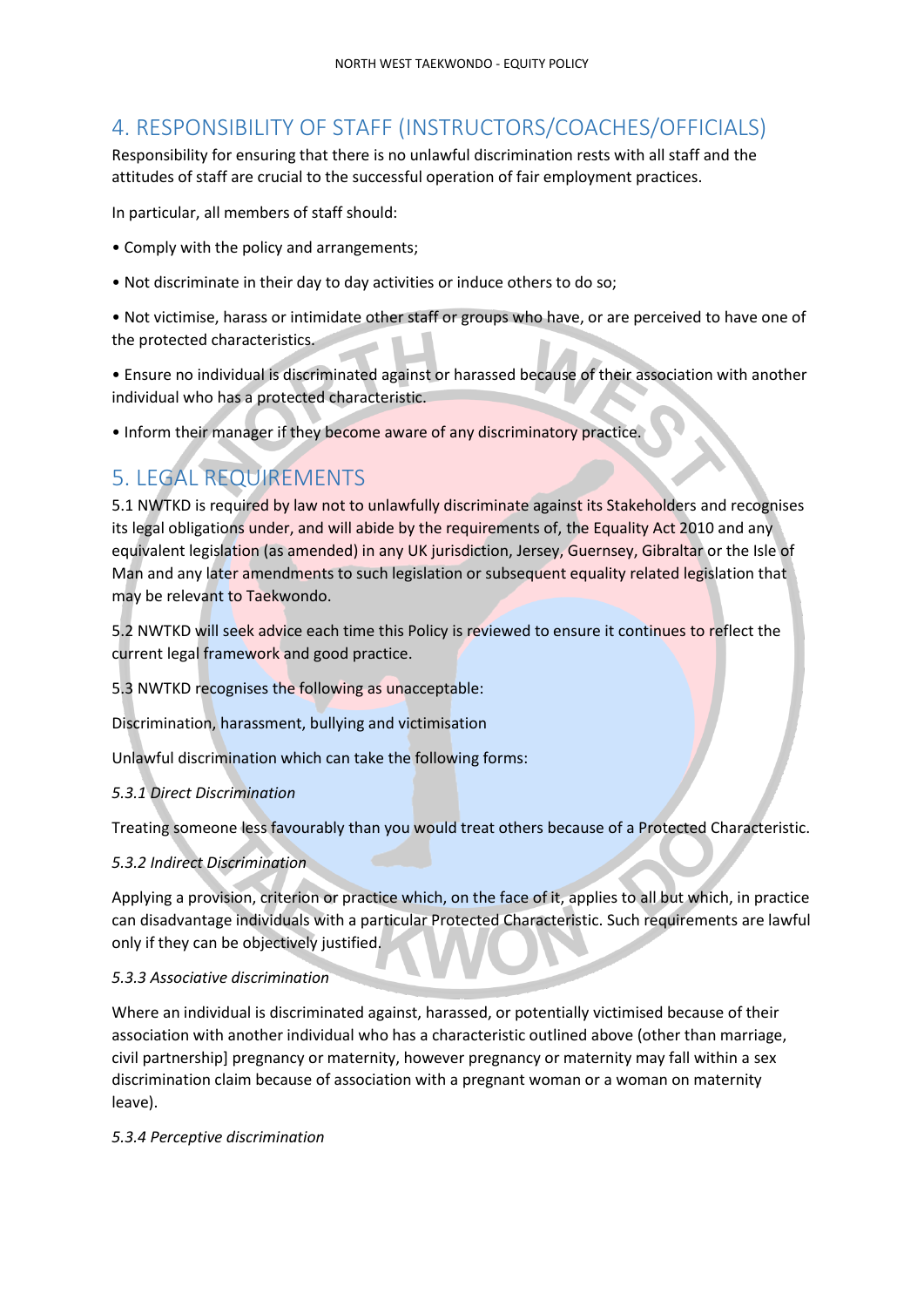## 4. RESPONSIBILITY OF STAFF (INSTRUCTORS/COACHES/OFFICIALS)

Responsibility for ensuring that there is no unlawful discrimination rests with all staff and the attitudes of staff are crucial to the successful operation of fair employment practices.

In particular, all members of staff should:

• Comply with the policy and arrangements;

• Not discriminate in their day to day activities or induce others to do so;

• Not victimise, harass or intimidate other staff or groups who have, or are perceived to have one of the protected characteristics.

• Ensure no individual is discriminated against or harassed because of their association with another individual who has a protected characteristic.

• Inform their manager if they become aware of any discriminatory practice.

## 5. LEGAL REQUIREMENTS

5.1 NWTKD is required by law not to unlawfully discriminate against its Stakeholders and recognises its legal obligations under, and will abide by the requirements of, the Equality Act 2010 and any equivalent legislation (as amended) in any UK jurisdiction, Jersey, Guernsey, Gibraltar or the Isle of Man and any later amendments to such legislation or subsequent equality related legislation that may be relevant to Taekwondo.

5.2 NWTKD will seek advice each time this Policy is reviewed to ensure it continues to reflect the current legal framework and good practice.

5.3 NWTKD recognises the following as unacceptable:

Discrimination, harassment, bullying and victimisation

Unlawful discrimination which can take the following forms:

*5.3.1 Direct Discrimination*

Treating someone less favourably than you would treat others because of a Protected Characteristic.

*5.3.2 Indirect Discrimination*

Applying a provision, criterion or practice which, on the face of it, applies to all but which, in practice can disadvantage individuals with a particular Protected Characteristic. Such requirements are lawful only if they can be objectively justified.

*5.3.3 Associative discrimination*

Where an individual is discriminated against, harassed, or potentially victimised because of their association with another individual who has a characteristic outlined above (other than marriage, civil partnership] pregnancy or maternity, however pregnancy or maternity may fall within a sex discrimination claim because of association with a pregnant woman or a woman on maternity leave).

*5.3.4 Perceptive discrimination*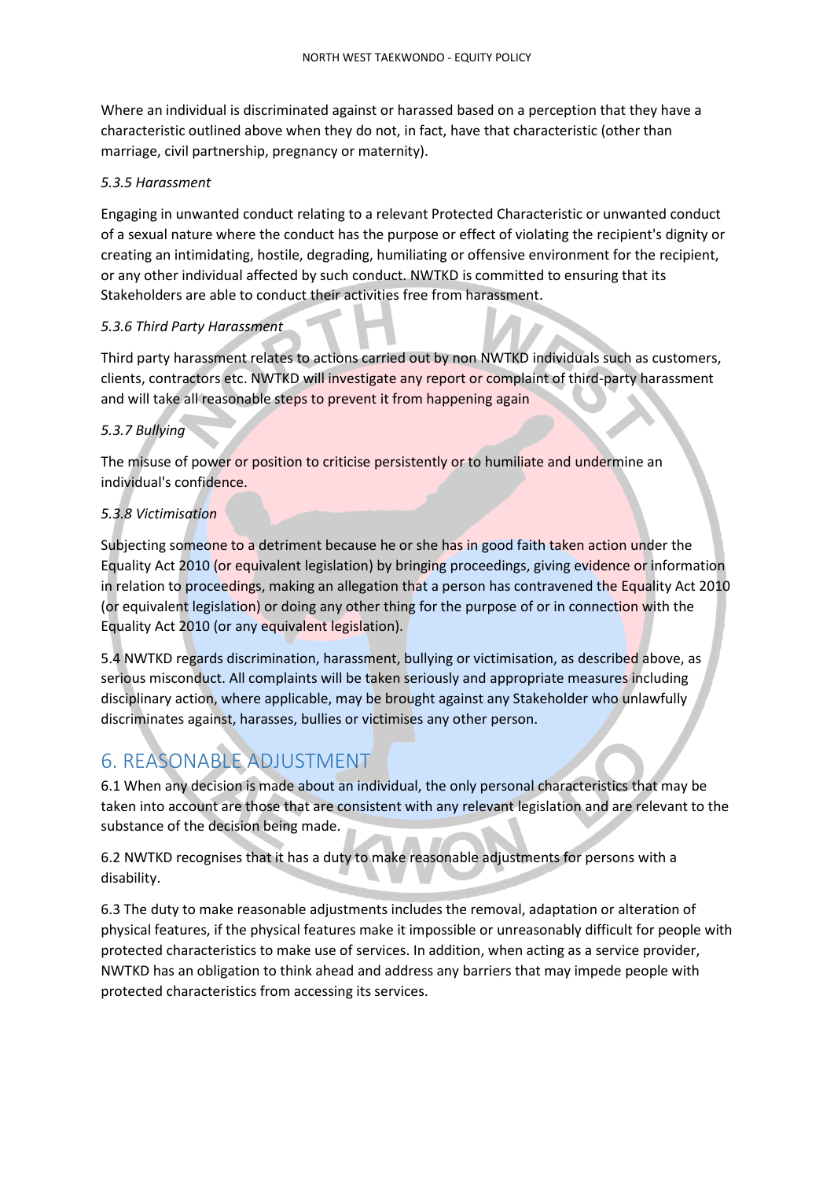Where an individual is discriminated against or harassed based on a perception that they have a characteristic outlined above when they do not, in fact, have that characteristic (other than marriage, civil partnership, pregnancy or maternity).

*5.3.5 Harassment*

Engaging in unwanted conduct relating to a relevant Protected Characteristic or unwanted conduct of a sexual nature where the conduct has the purpose or effect of violating the recipient's dignity or creating an intimidating, hostile, degrading, humiliating or offensive environment for the recipient, or any other individual affected by such conduct. NWTKD is committed to ensuring that its Stakeholders are able to conduct their activities free from harassment.

*5.3.6 Third Party Harassment*

Third party harassment relates to actions carried out by non NWTKD individuals such as customers, clients, contractors etc. NWTKD will investigate any report or complaint of third-party harassment and will take all reasonable steps to prevent it from happening again

*5.3.7 Bullying*

The misuse of power or position to criticise persistently or to humiliate and undermine an individual's confidence.

*5.3.8 Victimisation*

Subjecting someone to a detriment because he or she has in good faith taken action under the Equality Act 2010 (or equivalent legislation) by bringing proceedings, giving evidence or information in relation to proceedings, making an allegation that a person has contravened the Equality Act 2010 (or equivalent legislation) or doing any other thing for the purpose of or in connection with the Equality Act 2010 (or any equivalent legislation).

5.4 NWTKD regards discrimination, harassment, bullying or victimisation, as described above, as serious misconduct. All complaints will be taken seriously and appropriate measures including disciplinary action, where applicable, may be brought against any Stakeholder who unlawfully discriminates against, harasses, bullies or victimises any other person.

# 6. REASONABLE ADJUSTMENT

6.1 When any decision is made about an individual, the only personal characteristics that may be taken into account are those that are consistent with any relevant legislation and are relevant to the substance of the decision being made.

6.2 NWTKD recognises that it has a duty to make reasonable adjustments for persons with a disability.

6.3 The duty to make reasonable adjustments includes the removal, adaptation or alteration of physical features, if the physical features make it impossible or unreasonably difficult for people with protected characteristics to make use of services. In addition, when acting as a service provider, NWTKD has an obligation to think ahead and address any barriers that may impede people with protected characteristics from accessing its services.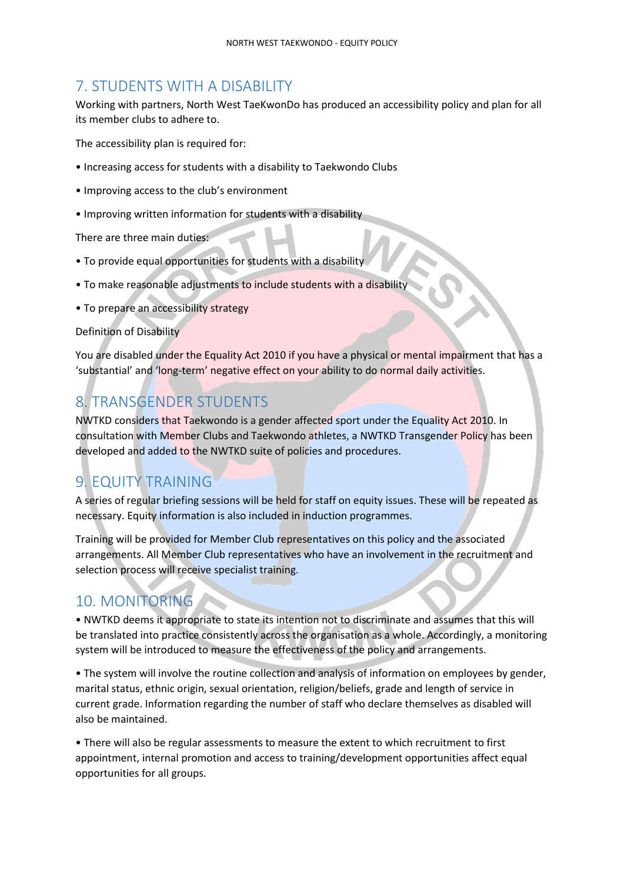## 7. STUDENTS WITH A DISABILITY

Working with partners, North West TaeKwonDo has produced an accessibility policy and plan for all its member clubs to adhere to.

The accessibility plan is required for:

- Increasing access for students with a disability to Taekwondo Clubs
- Improving access to the club's environment
- Improving written information for students with a disability

There are three main duties:

- To provide equal opportunities for students with a disability
- To make reasonable adjustments to include students with a disability
- To prepare an accessibility strategy

Definition of Disability

You are disabled under the Equality Act 2010 if you have a physical or mental impairment that has a 'substantial' and 'long-term' negative effect on your ability to do normal daily activities.

## 8. TRANSGENDER STUDENTS

NWTKD considers that Taekwondo is a gender affected sport under the Equality Act 2010. In consultation with Member Clubs and Taekwondo athletes, a NWTKD Transgender Policy has been developed and added to the NWTKD suite of policies and procedures.

## 9. EQUITY TRAINING

A series of regular briefing sessions will be held for staff on equity issues. These will be repeated as necessary. Equity information is also included in induction programmes.

Training will be provided for Member Club representatives on this policy and the associated arrangements. All Member Club representatives who have an involvement in the recruitment and selection process will receive specialist training.

## 10. MONITORING

- NWTKD deems it appropriate to state its intention not to discriminate and assumes that this will be translated into practice consistently across the organisation as a whole. Accordingly, a monitoring system will be introduced to measure the effectiveness of the policy and arrangements.
- The system will involve the routine collection and analysis of information on employees by gender, marital status, ethnic origin, sexual orientation, religion/beliefs, grade and length of service in current grade. Information regarding the number of staff who declare themselves as disabled will also be maintained.
- There will also be regular assessments to measure the extent to which recruitment to first appointment, internal promotion and access to training/development opportunities affect equal opportunities for all groups.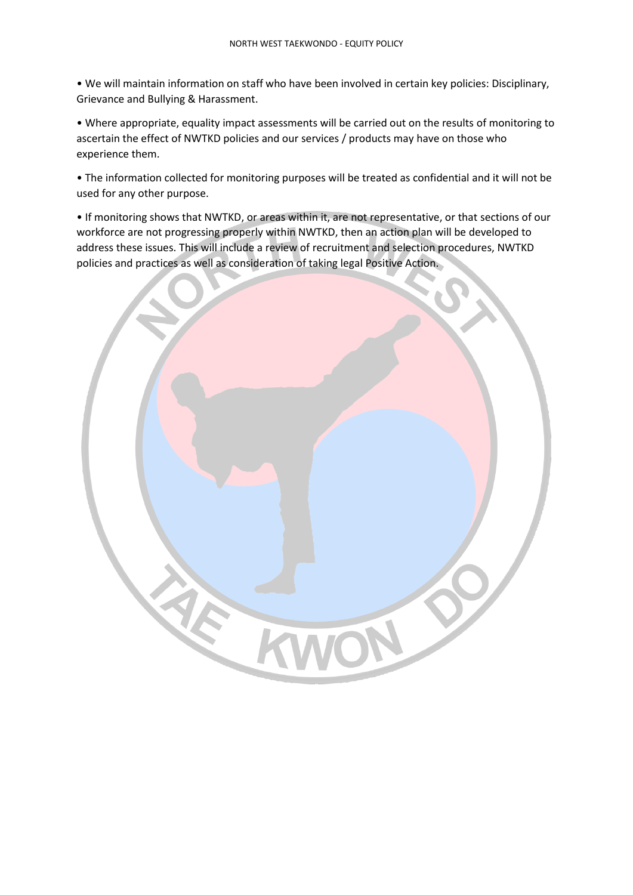- We will maintain information on staff who have been involved in certain key policies: Disciplinary, Grievance and Bullying & Harassment.

- Where appropriate, equality impact assessments will be carried out on the results of monitoring to ascertain the effect of NWTKD policies and our services / products may have on those who experience them.

- The information collected for monitoring purposes will be treated as confidential and it will not be used for any other purpose.

- If monitoring shows that NWTKD, or areas within it, are not representative, or that sections of our workforce are not progressing properly within NWTKD, then an action plan will be developed to address these issues. This will include a review of recruitment and selection procedures, NWTKD policies and practices as well as consideration of taking legal Positive Action.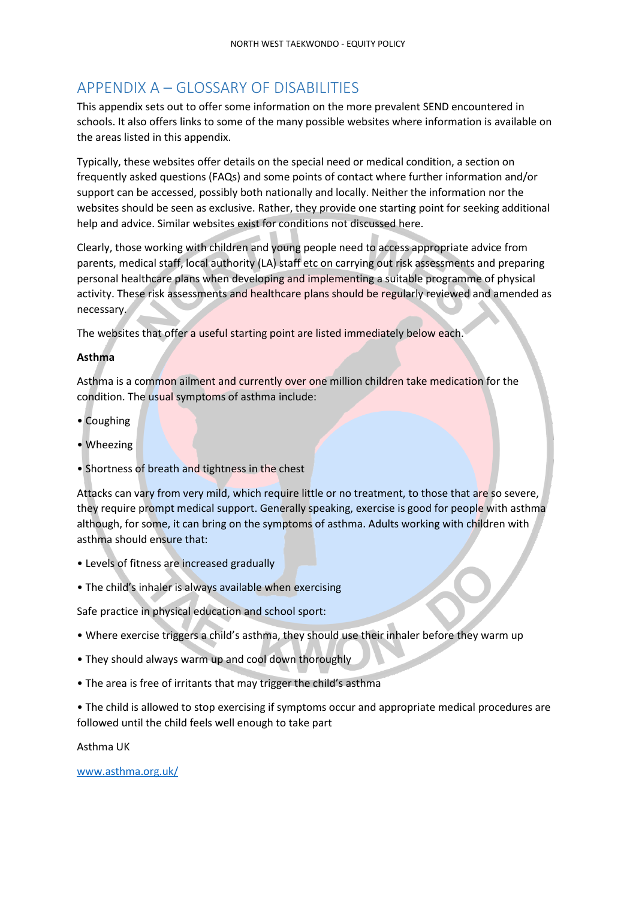## APPENDIX A – GLOSSARY OF DISABILITIES

This appendix sets out to offer some information on the more prevalent SEND encountered in schools. It also offers links to some of the many possible websites where information is available on the areas listed in this appendix.

Typically, these websites offer details on the special need or medical condition, a section on frequently asked questions (FAQs) and some points of contact where further information and/or support can be accessed, possibly both nationally and locally. Neither the information nor the websites should be seen as exclusive. Rather, they provide one starting point for seeking additional help and advice. Similar websites exist for conditions not discussed here.

Clearly, those working with children and young people need to access appropriate advice from parents, medical staff, local authority (LA) staff etc on carrying out risk assessments and preparing personal healthcare plans when developing and implementing a suitable programme of physical activity. These risk assessments and healthcare plans should be regularly reviewed and amended as necessary.

The websites that offer a useful starting point are listed immediately below each.

**Asthma**

Asthma is a common ailment and currently over one million children take medication for the condition. The usual symptoms of asthma include:

- Coughing
- Wheezing
- Shortness of breath and tightness in the chest

Attacks can vary from very mild, which require little or no treatment, to those that are so severe, they require prompt medical support. Generally speaking, exercise is good for people with asthma although, for some, it can bring on the symptoms of asthma. Adults working with children with asthma should ensure that:

- Levels of fitness are increased gradually
- The child's inhaler is always available when exercising

Safe practice in physical education and school sport:

- Where exercise triggers a child's asthma, they should use their inhaler before they warm up
- They should always warm up and cool down thoroughly
- The area is free of irritants that may trigger the child's asthma
- The child is allowed to stop exercising if symptoms occur and appropriate medical procedures are followed until the child feels well enough to take part

Asthma UK

www.asthma.org.uk/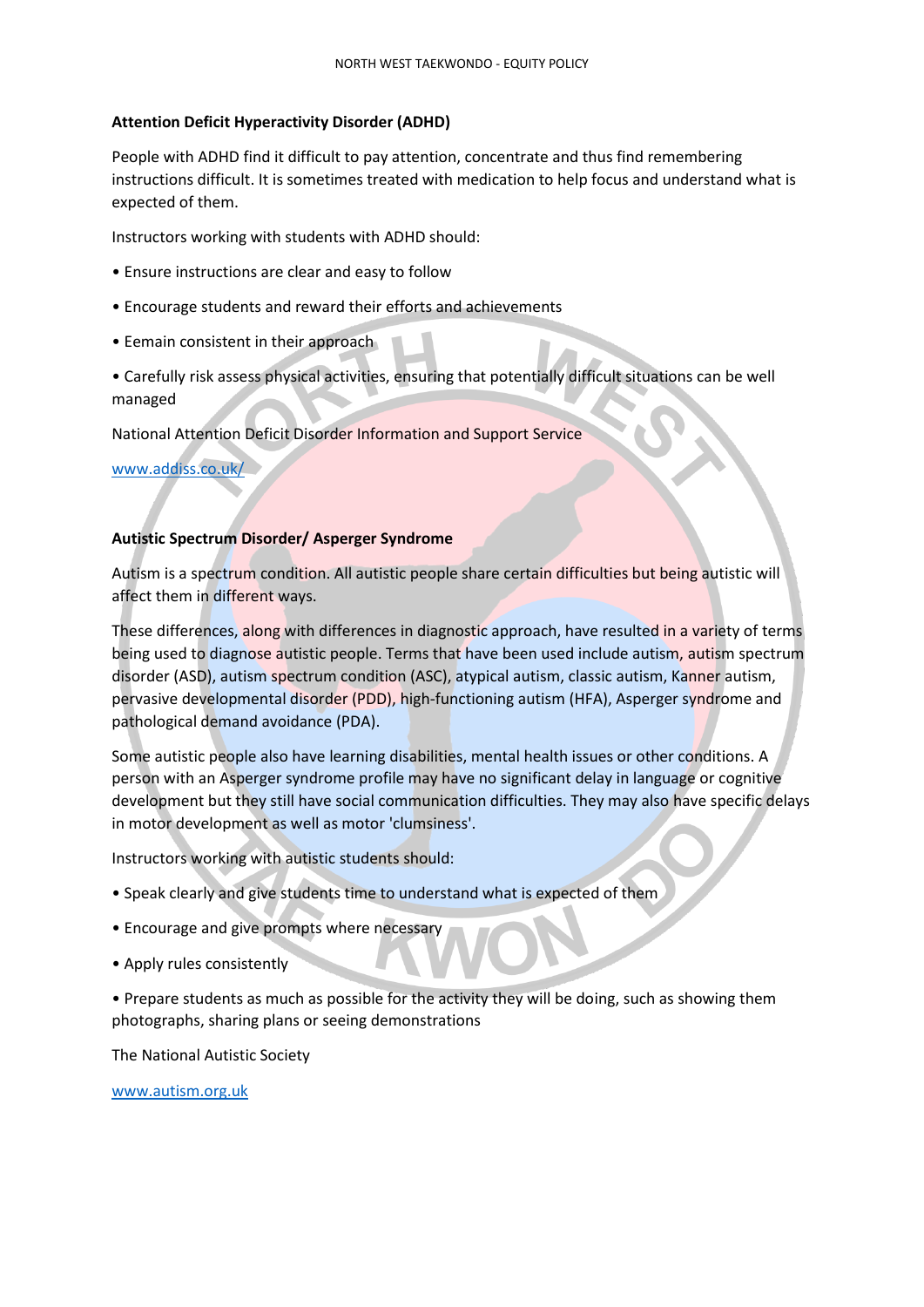**Attention Deficit Hyperactivity Disorder (ADHD)**

People with ADHD find it difficult to pay attention, concentrate and thus find remembering instructions difficult. It is sometimes treated with medication to help focus and understand what is expected of them.

Instructors working with students with ADHD should:

• Ensure instructions are clear and easy to follow

• Encourage students and reward their efforts and achievements

• Eemain consistent in their approach

• Carefully risk assess physical activities, ensuring that potentially difficult situations can be well managed

National Attention Deficit Disorder Information and Support Service

www.addiss.co.uk/

**Autistic Spectrum Disorder/ Asperger Syndrome**

Autism is a spectrum condition. All autistic people share certain difficulties but being autistic will affect them in different ways.

These differences, along with differences in diagnostic approach, have resulted in a variety of terms being used to diagnose autistic people. Terms that have been used include autism, autism spectrum disorder (ASD), autism spectrum condition (ASC), atypical autism, classic autism, Kanner autism, pervasive developmental disorder (PDD), high-functioning autism (HFA), Asperger syndrome and pathological demand avoidance (PDA).

Some autistic people also have learning disabilities, mental health issues or other conditions. A person with an Asperger syndrome profile may have no significant delay in language or cognitive development but they still have social communication difficulties. They may also have specific delays in motor development as well as motor 'clumsiness'.

Instructors working with autistic students should:

• Speak clearly and give students time to understand what is expected of them

• Encourage and give prompts where necessary

• Apply rules consistently

• Prepare students as much as possible for the activity they will be doing, such as showing them photographs, sharing plans or seeing demonstrations

The National Autistic Society

www.autism.org.uk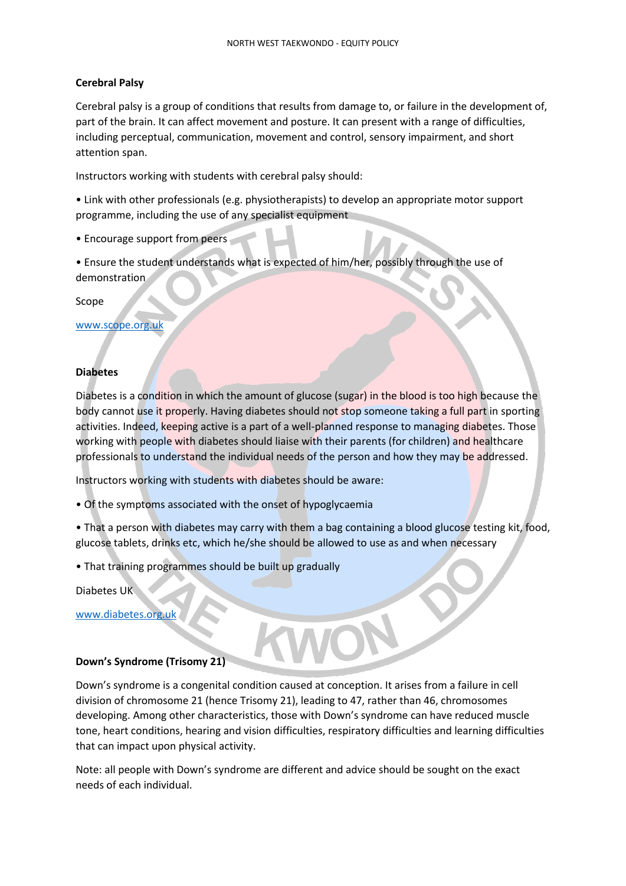**Cerebral Palsy**

Cerebral palsy is a group of conditions that results from damage to, or failure in the development of, part of the brain. It can affect movement and posture. It can present with a range of difficulties, including perceptual, communication, movement and control, sensory impairment, and short attention span.

Instructors working with students with cerebral palsy should:

- Link with other professionals (e.g. physiotherapists) to develop an appropriate motor support programme, including the use of any specialist equipment
- Encourage support from peers
- Ensure the student understands what is expected of him/her, possibly through the use of demonstration

Scope

[www.scope.org.uk](http://www.scope.org.uk)

**Diabetes**

Diabetes is a condition in which the amount of glucose (sugar) in the blood is too high because the body cannot use it properly. Having diabetes should not stop someone taking a full part in sporting activities. Indeed, keeping active is a part of a well-planned response to managing diabetes. Those working with people with diabetes should liaise with their parents (for children) and healthcare professionals to understand the individual needs of the person and how they may be addressed.

Instructors working with students with diabetes should be aware:

- Of the symptoms associated with the onset of hypoglycaemia
- That a person with diabetes may carry with them a bag containing a blood glucose testing kit, food, glucose tablets, drinks etc, which he/she should be allowed to use as and when necessary
- That training programmes should be built up gradually

Diabetes UK

[www.diabetes.org.uk](http://www.diabetes.org.uk)

**Down's Syndrome (Trisomy 21)**

Down's syndrome is a congenital condition caused at conception. It arises from a failure in cell division of chromosome 21 (hence Trisomy 21), leading to 47, rather than 46, chromosomes developing. Among other characteristics, those with Down's syndrome can have reduced muscle tone, heart conditions, hearing and vision difficulties, respiratory difficulties and learning difficulties that can impact upon physical activity.

Note: all people with Down's syndrome are different and advice should be sought on the exact needs of each individual.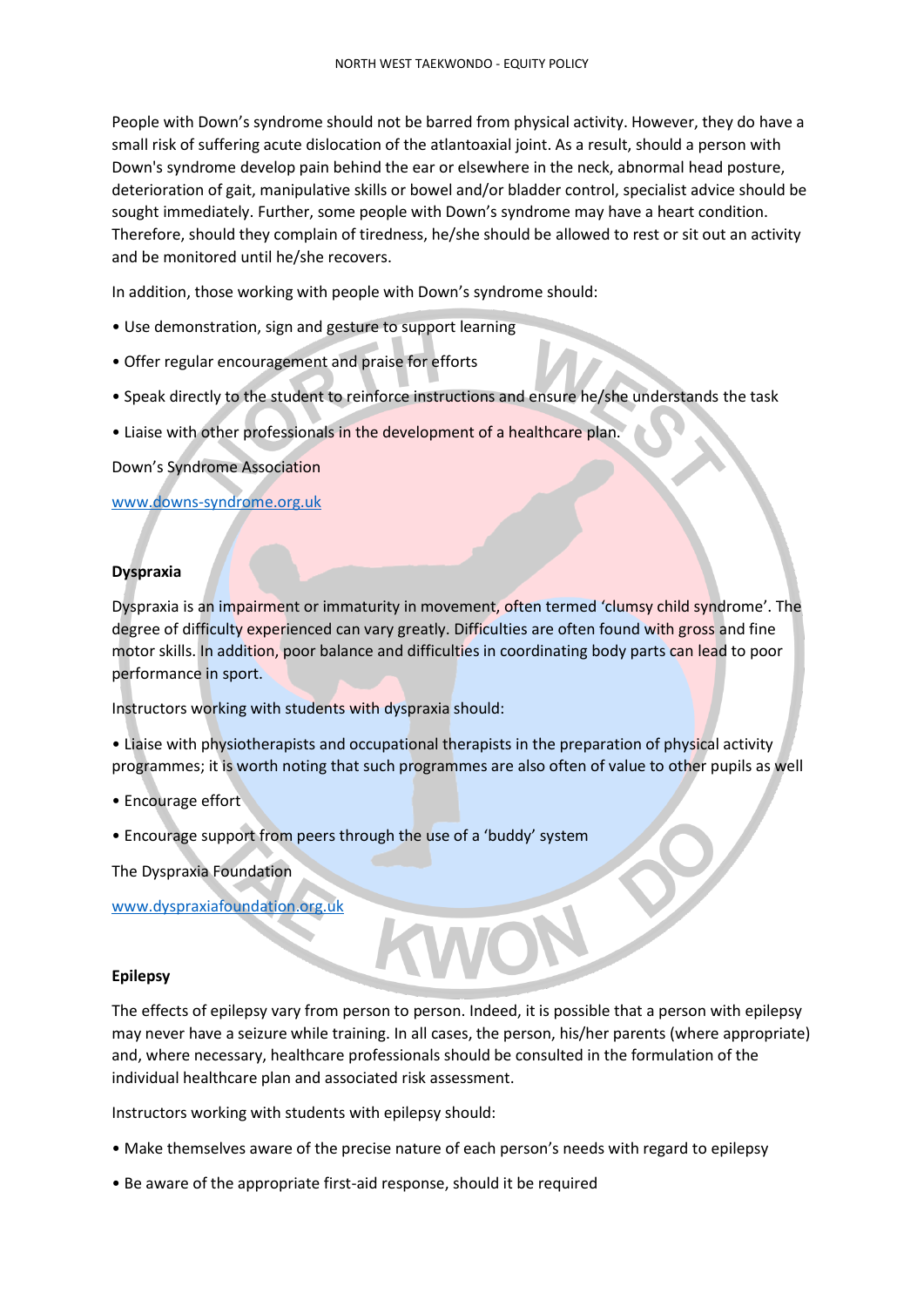People with Down's syndrome should not be barred from physical activity. However, they do have a small risk of suffering acute dislocation of the atlantoaxial joint. As a result, should a person with Down's syndrome develop pain behind the ear or elsewhere in the neck, abnormal head posture, deterioration of gait, manipulative skills or bowel and/or bladder control, specialist advice should be sought immediately. Further, some people with Down's syndrome may have a heart condition. Therefore, should they complain of tiredness, he/she should be allowed to rest or sit out an activity and be monitored until he/she recovers.

In addition, those working with people with Down's syndrome should:

- Use demonstration, sign and gesture to support learning
- Offer regular encouragement and praise for efforts
- Speak directly to the student to reinforce instructions and ensure he/she understands the task
- Liaise with other professionals in the development of a healthcare plan.

Down's Syndrome Association

[www.downs-syndrome.org.uk](http://www.downs-syndrome.org.uk)

**Dyspraxia**

Dyspraxia is an impairment or immaturity in movement, often termed 'clumsy child syndrome'. The degree of difficulty experienced can vary greatly. Difficulties are often found with gross and fine motor skills. In addition, poor balance and difficulties in coordinating body parts can lead to poor performance in sport.

Instructors working with students with dyspraxia should:

- Liaise with physiotherapists and occupational therapists in the preparation of physical activity programmes; it is worth noting that such programmes are also often of value to other pupils as well
- Encourage effort
- Encourage support from peers through the use of a 'buddy' system

The Dyspraxia Foundation

[www.dyspraxiafoundation.org.uk](http://www.dyspraxiafoundation.org.uk)

**Epilepsy**

The effects of epilepsy vary from person to person. Indeed, it is possible that a person with epilepsy may never have a seizure while training. In all cases, the person, his/her parents (where appropriate) and, where necessary, healthcare professionals should be consulted in the formulation of the individual healthcare plan and associated risk assessment.

Instructors working with students with epilepsy should:

- Make themselves aware of the precise nature of each person's needs with regard to epilepsy
- Be aware of the appropriate first-aid response, should it be required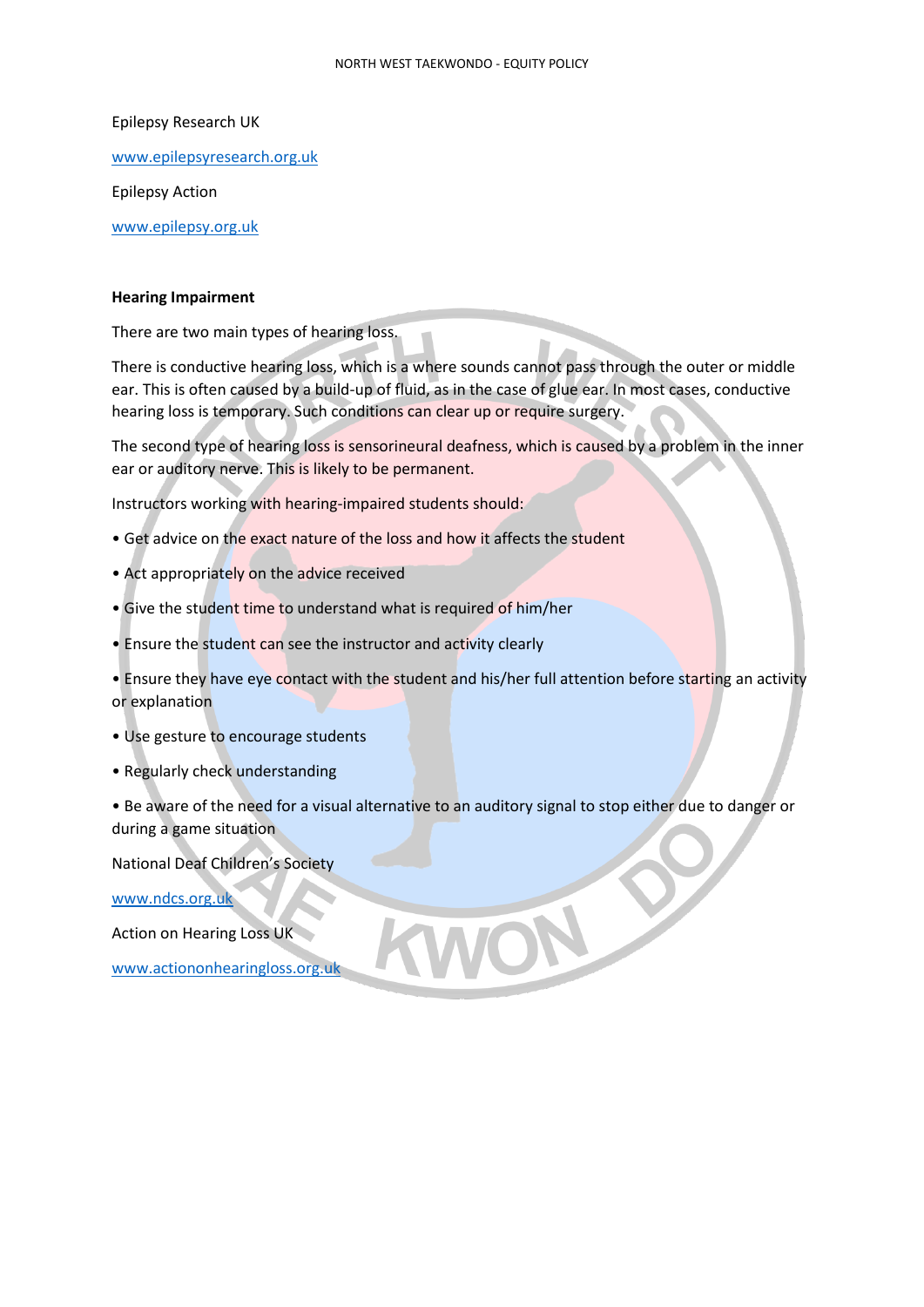Epilepsy Research UK

www.epilepsyresearch.org.uk

Epilepsy Action

www.epilepsy.org.uk

**Hearing Impairment**

There are two main types of hearing loss.

There is conductive hearing loss, which is a where sounds cannot pass through the outer or middle ear. This is often caused by a build-up of fluid, as in the case of glue ear. In most cases, conductive hearing loss is temporary. Such conditions can clear up or require surgery.

The second type of hearing loss is sensorineural deafness, which is caused by a problem in the inner ear or auditory nerve. This is likely to be permanent.

Instructors working with hearing-impaired students should:

• Get advice on the exact nature of the loss and how it affects the student

• Act appropriately on the advice received

• Give the student time to understand what is required of him/her

• Ensure the student can see the instructor and activity clearly

• Ensure they have eye contact with the student and his/her full attention before starting an activity or explanation

• Use gesture to encourage students

• Regularly check understanding

• Be aware of the need for a visual alternative to an auditory signal to stop either due to danger or during a game situation

National Deaf Children's Society

www.ndcs.org.uk

Action on Hearing Loss UK

www.actiononhearingloss.org.uk